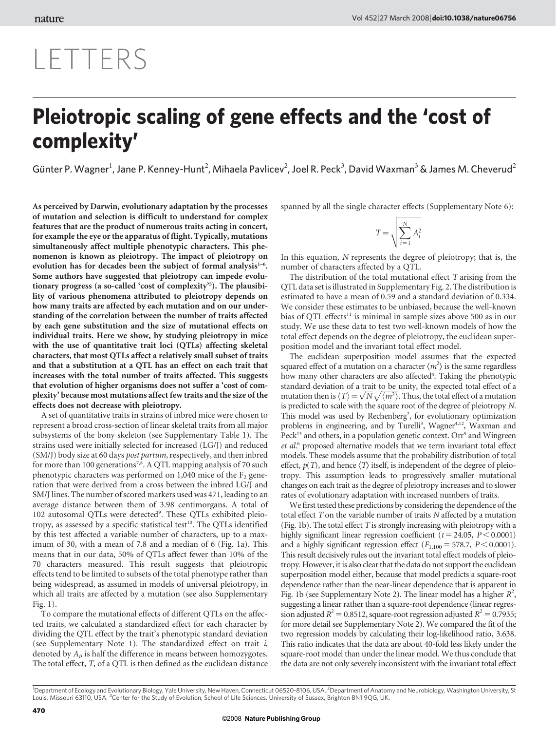# LETTERS

# Pleiotropic scaling of gene effects and the 'cost of complexity'

Günter P. Wagner[1], Jane P. Kenney-Hunt[2], Mihaela Pavlicev[2], Joel R. Peck[3], David Waxman[3] & James M. Cheverud[2]

**As perceived by Darwin, evolutionary adaptation by the processes of mutation and selection is difficult to understand for complex features that are the product of numerous traits acting in concert, for example the eye or the apparatus of flight. Typically, mutations simultaneously affect multiple phenotypic characters. This phenomenon is known as pleiotropy. The impact of pleiotropy on evolution has for decades been the subject of formal analysis[1–6]. Some authors have suggested that pleiotropy can impede evolutionary progress (a so-called 'cost of complexity'[5]). The plausibility of various phenomena attributed to pleiotropy depends on how many traits are affected by each mutation and on our understanding of the correlation between the number of traits affected by each gene substitution and the size of mutational effects on individual traits. Here we show, by studying pleiotropy in mice with the use of quantitative trait loci (QTLs) affecting skeletal characters, that most QTLs affect a relatively small subset of traits and that a substitution at a QTL has an effect on each trait that increases with the total number of traits affected. This suggests that evolution of higher organisms does not suffer a 'cost of complexity' because most mutations affect few traits and the size of the effects does not decrease with pleiotropy.**

A set of quantitative traits in strains of inbred mice were chosen to represent a broad cross-section of linear skeletal traits from all major subsystems of the bony skeleton (see Supplementary Table 1). The strains used were initially selected for increased (LG/J) and reduced (SM/J) body size at 60 days *post partum*, respectively, and then inbred for more than 100 generations[7,8]. A QTL mapping analysis of 70 such phenotypic characters was performed on 1,040 mice of the $F_2$ generation that were derived from a cross between the inbred LG/J and SM/J lines. The number of scored markers used was 471, leading to an average distance between them of 3.98 centimorgans. A total of 102 autosomal QTLs were detected[9]. These QTLs exhibited pleiotropy, as assessed by a specific statistical test[10]. The QTLs identified by this test affected a variable number of characters, up to a maximum of 30, with a mean of 7.8 and a median of 6 (Fig. 1a). This means that in our data, 50% of QTLs affect fewer than 10% of the 70 characters measured. This result suggests that pleiotropic effects tend to be limited to subsets of the total phenotype rather than being widespread, as assumed in models of universal pleiotropy, in which all traits are affected by a mutation (see also Supplementary Fig. 1).

To compare the mutational effects of different QTLs on the affected traits, we calculated a standardized effect for each character by dividing the QTL effect by the trait's phenotypic standard deviation (see Supplementary Note 1). The standardized effect on trait $i$, denoted by $A_i$, is half the difference in means between homozygotes. The total effect, $T$, of a QTL is then defined as the euclidean distance spanned by all the single character effects (Supplementary Note 6):

$$T = \sqrt{\sum_{i=1}^{N} A_i^2}$$

In this equation, $N$ represents the degree of pleiotropy; that is, the number of characters affected by a QTL.

The distribution of the total mutational effect $T$ arising from the QTL data set is illustrated in Supplementary Fig. 2. The distribution is estimated to have a mean of 0.59 and a standard deviation of 0.334. We consider these estimates to be unbiased, because the well-known bias of QTL effects[11] is minimal in sample sizes above 500 as in our study. We use these data to test two well-known models of how the total effect depends on the degree of pleiotropy, the euclidean superposition model and the invariant total effect model.

The euclidean superposition model assumes that the expected squared effect of a mutation on a character $\langle m^2 \rangle$ is the same regardless how many other characters are also affected[4]. Taking the phenotypic standard deviation of a trait to be unity, the expected total effect of a mutation then is $\langle T \rangle = \sqrt{N}\sqrt{\langle m^2 \rangle}$. Thus, the total effect of a mutation is predicted to scale with the square root of the degree of pleiotropy $N$. This model was used by Rechenberg[2], for evolutionary optimization problems in engineering, and by Turelli[3], Wagner[4,12], Waxman and Peck[13] and others, in a population genetic context. Orr[5] and Wingreen *et al.*[6] proposed alternative models that we term invariant total effect models. These models assume that the probability distribution of total effect, $p(T)$, and hence $\langle T \rangle$ itself, is independent of the degree of pleiotropy. This assumption leads to progressively smaller mutational changes on each trait as the degree of pleiotropy increases and to slower rates of evolutionary adaptation with increased numbers of traits.

We first tested these predictions by considering the dependence of the total effect $T$ on the variable number of traits $N$ affected by a mutation (Fig. 1b). The total effect $T$ is strongly increasing with pleiotropy with a highly significant linear regression coefficient ($t = 24.05$, $P < 0.0001$) and a highly significant regression effect ($F_{1,100} = 578.7$, $P < 0.0001$). This result decisively rules out the invariant total effect models of pleiotropy. However, it is also clear that the data do not support the euclidean superposition model either, because that model predicts a square-root dependence rather than the near-linear dependence that is apparent in Fig. 1b (see Supplementary Note 2). The linear model has a higher $R^2$, suggesting a linear rather than a square-root dependence (linear regression adjusted $R^2 = 0.8512$, square-root regression adjusted $R^2 = 0.7935$; for more detail see Supplementary Note 2). We compared the fit of the two regression models by calculating their log-likelihood ratio, 3.638. This ratio indicates that the data are about 40-fold less likely under the square-root model than under the linear model. We thus conclude that the data are not only severely inconsistent with the invariant total effect

[1]Department of Ecology and Evolutionary Biology, Yale University, New Haven, Connecticut 06520-8106, USA. [2]Department of Anatomy and Neurobiology, Washington University, St Louis, Missouri 63110, USA. [3]Center for the Study of Evolution, School of Life Sciences, University of Sussex, Brighton BN1 9QG, UK.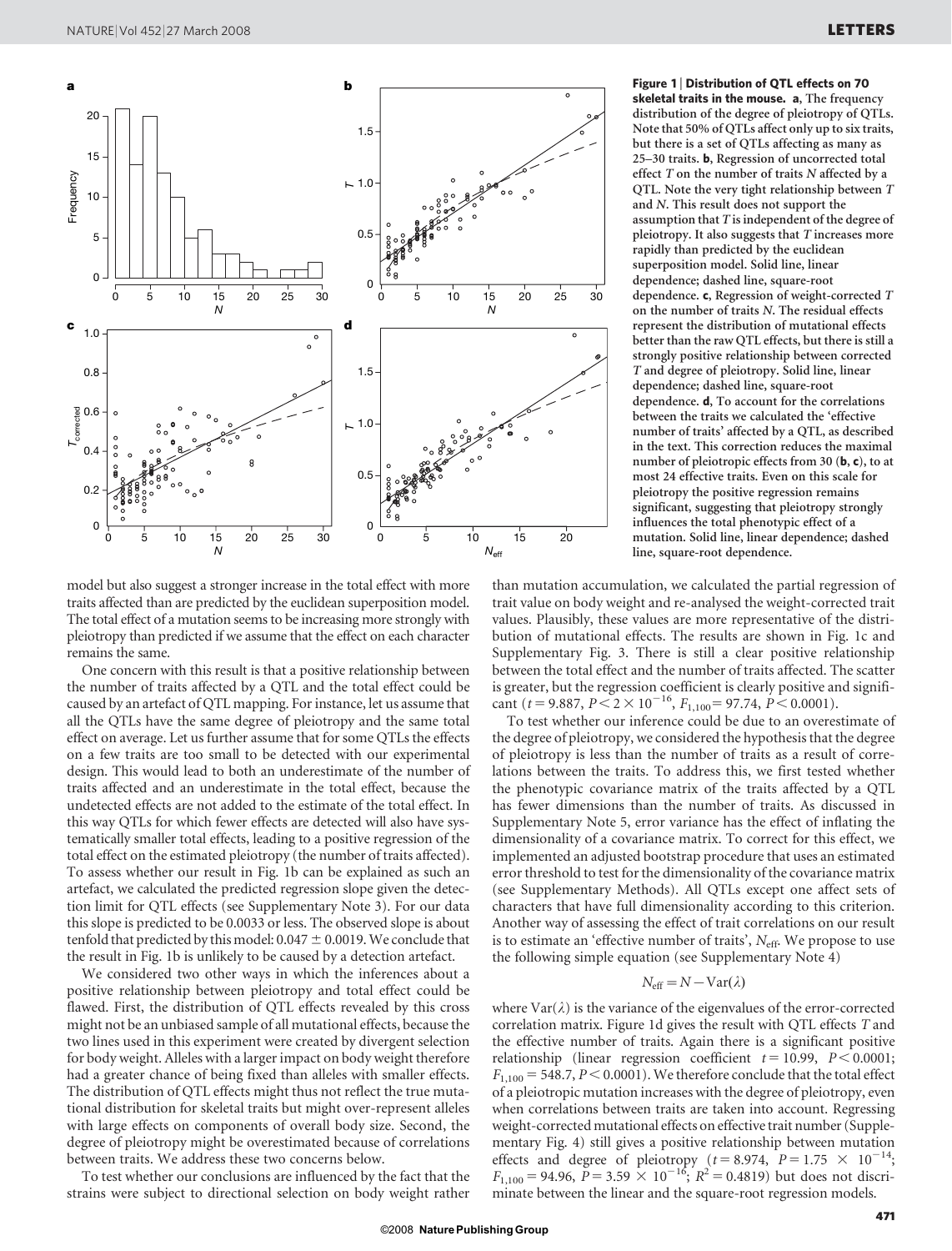a

Frequency

20
15
10
5
0

0 5 10 15 20 25 30

$N$

b

$T$

1.5
1.0
0.5
0

0 5 10 15 20 25 30

$N$

c

$T_{corrected}$

1.0
0.8
0.6
0.4
0.2
0

0 5 10 15 20 25 30

$N$

d

$T$

1.5
1.0
0.5
0

0 5 10 15 20

$N_{eff}$

**Figure 1 | Distribution of QTL effects on 70 skeletal traits in the mouse.** **a**, The frequency distribution of the degree of pleiotropy of QTLs. Note that 50% of QTLs affect only up to six traits, but there is a set of QTLs affecting as many as 25–30 traits. **b**, Regression of uncorrected total effect $T$ on the number of traits $N$ affected by a QTL. Note the very tight relationship between $T$ and $N$. This result does not support the assumption that $T$ is independent of the degree of pleiotropy. It also suggests that $T$ increases more rapidly than predicted by the euclidean superposition model. Solid line, linear dependence; dashed line, square-root dependence. **c**, Regression of weight-corrected $T$ on the number of traits $N$. The residual effects represent the distribution of mutational effects better than the raw QTL effects, but there is still a strongly positive relationship between corrected $T$ and degree of pleiotropy. Solid line, linear dependence; dashed line, square-root dependence. **d**, To account for the correlations between the traits we calculated the 'effective number of traits' affected by a QTL, as described in the text. This correction reduces the maximal number of pleiotropic effects from 30 (**b**, **c**), to at most 24 effective traits. Even on this scale for pleiotropy the positive regression remains significant, suggesting that pleiotropy strongly influences the total phenotypic effect of a mutation. Solid line, linear dependence; dashed line, square-root dependence.

model but also suggest a stronger increase in the total effect with more traits affected than are predicted by the euclidean superposition model. The total effect of a mutation seems to be increasing more strongly with pleiotropy than predicted if we assume that the effect on each character remains the same.

One concern with this result is that a positive relationship between the number of traits affected by a QTL and the total effect could be caused by an artefact of QTL mapping. For instance, let us assume that all the QTLs have the same degree of pleiotropy and the same total effect on average. Let us further assume that for some QTLs the effects on a few traits are too small to be detected with our experimental design. This would lead to both an underestimate of the number of traits affected and an underestimate in the total effect, because the undetected effects are not added to the estimate of the total effect. In this way QTLs for which fewer effects are detected will also have systematically smaller total effects, leading to a positive regression of the total effect on the estimated pleiotropy (the number of traits affected). To assess whether our result in Fig. 1b can be explained as such an artefact, we calculated the predicted regression slope given the detection limit for QTL effects (see Supplementary Note 3). For our data this slope is predicted to be 0.0033 or less. The observed slope is about tenfold that predicted by this model: $0.047 \pm 0.0019$. We conclude that the result in Fig. 1b is unlikely to be caused by a detection artefact.

We considered two other ways in which the inferences about a positive relationship between pleiotropy and total effect could be flawed. First, the distribution of QTL effects revealed by this cross might not be an unbiased sample of all mutational effects, because the two lines used in this experiment were created by divergent selection for body weight. Alleles with a larger impact on body weight therefore had a greater chance of being fixed than alleles with smaller effects. The distribution of QTL effects might thus not reflect the true mutational distribution for skeletal traits but might over-represent alleles with large effects on components of overall body size. Second, the degree of pleiotropy might be overestimated because of correlations between traits. We address these two concerns below.

To test whether our conclusions are influenced by the fact that the strains were subject to directional selection on body weight rather than mutation accumulation, we calculated the partial regression of trait value on body weight and re-analysed the weight-corrected trait values. Plausibly, these values are more representative of the distribution of mutational effects. The results are shown in Fig. 1c and Supplementary Fig. 3. There is still a clear positive relationship between the total effect and the number of traits affected. The scatter is greater, but the regression coefficient is clearly positive and significant ($t = 9.887$, $P < 2 \times 10^{-16}$, $F_{1,100} = 97.74$, $P < 0.0001$).

To test whether our inference could be due to an overestimate of the degree of pleiotropy, we considered the hypothesis that the degree of pleiotropy is less than the number of traits as a result of correlations between the traits. To address this, we first tested whether the phenotypic covariance matrix of the traits affected by a QTL has fewer dimensions than the number of traits. As discussed in Supplementary Note 5, error variance has the effect of inflating the dimensionality of a covariance matrix. To correct for this effect, we implemented an adjusted bootstrap procedure that uses an estimated error threshold to test for the dimensionality of the covariance matrix (see Supplementary Methods). All QTLs except one affect sets of characters that have full dimensionality according to this criterion. Another way of assessing the effect of trait correlations on our result is to estimate an 'effective number of traits', $N_{eff}$. We propose to use the following simple equation (see Supplementary Note 4)

$$N_{eff} = N - \mathrm{Var}(\lambda)$$

where $\mathrm{Var}(\lambda)$ is the variance of the eigenvalues of the error-corrected correlation matrix. Figure 1d gives the result with QTL effects $T$ and the effective number of traits. Again there is a significant positive relationship (linear regression coefficient $t = 10.99$, $P < 0.0001$; $F_{1,100} = 548.7$, $P < 0.0001$). We therefore conclude that the total effect of a pleiotropic mutation increases with the degree of pleiotropy, even when correlations between traits are taken into account. Regressing weight-corrected mutational effects on effective trait number (Supplementary Fig. 4) still gives a positive relationship between mutation effects and degree of pleiotropy ($t = 8.974$, $P = 1.75 \times 10^{-14}$; $F_{1,100} = 94.96$, $P = 3.59 \times 10^{-16}$; $R^2 = 0.4819$) but does not discriminate between the linear and the square-root regression models.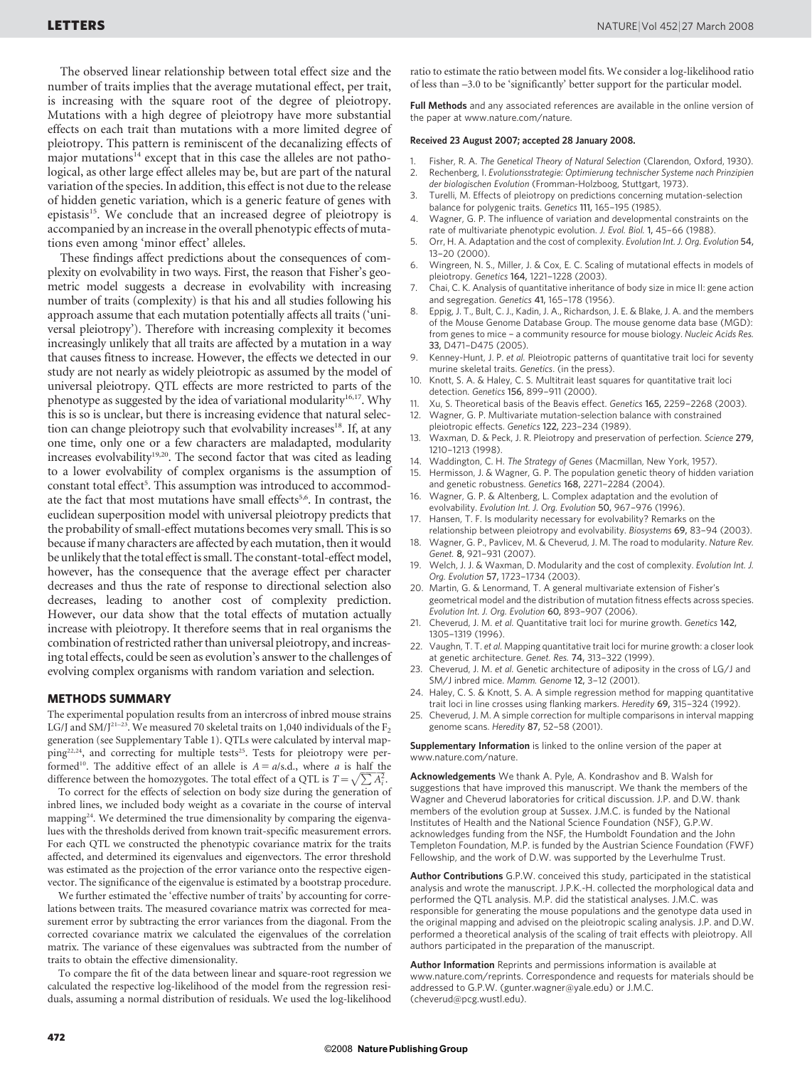The observed linear relationship between total effect size and the number of traits implies that the average mutational effect, per trait, is increasing with the square root of the degree of pleiotropy. Mutations with a high degree of pleiotropy have more substantial effects on each trait than mutations with a more limited degree of pleiotropy. This pattern is reminiscent of the decanalizing effects of major mutations[14] except that in this case the alleles are not pathological, as other large effect alleles may be, but are part of the natural variation of the species. In addition, this effect is not due to the release of hidden genetic variation, which is a generic feature of genes with epistasis[15]. We conclude that an increased degree of pleiotropy is accompanied by an increase in the overall phenotypic effects of mutations even among 'minor effect' alleles.

These findings affect predictions about the consequences of complexity on evolvability in two ways. First, the reason that Fisher's geometric model suggests a decrease in evolvability with increasing number of traits (complexity) is that his and all studies following his approach assume that each mutation potentially affects all traits ('universal pleiotropy'). Therefore with increasing complexity it becomes increasingly unlikely that all traits are affected by a mutation in a way that causes fitness to increase. However, the effects we detected in our study are not nearly as widely pleiotropic as assumed by the model of universal pleiotropy. QTL effects are more restricted to parts of the phenotype as suggested by the idea of variational modularity[16,17]. Why this is so is unclear, but there is increasing evidence that natural selection can change pleiotropy such that evolvability increases[18]. If, at any one time, only one or a few characters are maladapted, modularity increases evolvability[19,20]. The second factor that was cited as leading to a lower evolvability of complex organisms is the assumption of constant total effect[5]. This assumption was introduced to accommodate the fact that most mutations have small effects[5,6]. In contrast, the euclidean superposition model with universal pleiotropy predicts that the probability of small-effect mutations becomes very small. This is so because if many characters are affected by each mutation, then it would be unlikely that the total effect is small. The constant-total-effect model, however, has the consequence that the average effect per character decreases and thus the rate of response to directional selection also decreases, leading to another cost of complexity prediction. However, our data show that the total effects of mutation actually increase with pleiotropy. It therefore seems that in real organisms the combination of restricted rather than universal pleiotropy, and increasing total effects, could be seen as evolution's answer to the challenges of evolving complex organisms with random variation and selection.

## METHODS SUMMARY

The experimental population results from an intercross of inbred mouse strains LG/J and SM/J[21–23]. We measured 70 skeletal traits on 1,040 individuals of the $F_2$ generation (see Supplementary Table 1). QTLs were calculated by interval mapping[22,24], and correcting for multiple tests[25]. Tests for pleiotropy were performed[10]. The additive effect of an allele is $A = a/\text{s.d.}$, where $a$ is half the difference between the homozygotes. The total effect of a QTL is $T = \sqrt{\sum A_i^2}$.

To correct for the effects of selection on body size during the generation of inbred lines, we included body weight as a covariate in the course of interval mapping[24]. We determined the true dimensionality by comparing the eigenvalues with the thresholds derived from known trait-specific measurement errors. For each QTL we constructed the phenotypic covariance matrix for the traits affected, and determined its eigenvalues and eigenvectors. The error threshold was estimated as the projection of the error variance onto the respective eigenvector. The significance of the eigenvalue is estimated by a bootstrap procedure.

We further estimated the 'effective number of traits' by accounting for correlations between traits. The measured covariance matrix was corrected for measurement error by subtracting the error variances from the diagonal. From the corrected covariance matrix we calculated the eigenvalues of the correlation matrix. The variance of these eigenvalues was subtracted from the number of traits to obtain the effective dimensionality.

To compare the fit of the data between linear and square-root regression we calculated the respective log-likelihood of the model from the regression residuals, assuming a normal distribution of residuals. We used the log-likelihood ratio to estimate the ratio between model fits. We consider a log-likelihood ratio of less than −3.0 to be 'significantly' better support for the particular model.

**Full Methods** and any associated references are available in the online version of the paper at www.nature.com/nature.

**Received 23 August 2007; accepted 28 January 2008.**

1. Fisher, R. A. *The Genetical Theory of Natural Selection* (Clarendon, Oxford, 1930).
2. Rechenberg, I. *Evolutionsstrategie: Optimierung technischer Systeme nach Prinzipien der biologischen Evolution* (Fromman-Holzboog, Stuttgart, 1973).
3. Turelli, M. Effects of pleiotropy on predictions concerning mutation-selection balance for polygenic traits. *Genetics* **111**, 165–195 (1985).
4. Wagner, G. P. The influence of variation and developmental constraints on the rate of multivariate phenotypic evolution. *J. Evol. Biol.* **1**, 45–66 (1988).
5. Orr, H. A. Adaptation and the cost of complexity. *Evolution Int. J. Org. Evolution* **54**, 13–20 (2000).
6. Wingreen, N. S., Miller, J. & Cox, E. C. Scaling of mutational effects in models of pleiotropy. *Genetics* **164**, 1221–1228 (2003).
7. Chai, C. K. Analysis of quantitative inheritance of body size in mice II: gene action and segregation. *Genetics* **41**, 165–178 (1956).
8. Eppig, J. T., Bult, C. J., Kadin, J. A., Richardson, J. E. & Blake, J. A. and the members of the Mouse Genome Database Group. The mouse genome data base (MGD): from genes to mice – a community resource for mouse biology. *Nucleic Acids Res.* **33**, D471–D475 (2005).
9. Kenney-Hunt, J. P. *et al.* Pleiotropic patterns of quantitative trait loci for seventy murine skeletal traits. *Genetics*. (in the press).
10. Knott, S. A. & Haley, C. S. Multitrait least squares for quantitative trait loci detection. *Genetics* **156**, 899–911 (2000).
11. Xu, S. Theoretical basis of the Beavis effect. *Genetics* **165**, 2259–2268 (2003).
12. Wagner, G. P. Multivariate mutation-selection balance with constrained pleiotropic effects. *Genetics* **122**, 223–234 (1989).
13. Waxman, D. & Peck, J. R. Pleiotropy and preservation of perfection. *Science* **279**, 1210–1213 (1998).
14. Waddington, C. H. *The Strategy of Genes* (Macmillan, New York, 1957).
15. Hermisson, J. & Wagner, G. P. The population genetic theory of hidden variation and genetic robustness. *Genetics* **168**, 2271–2284 (2004).
16. Wagner, G. P. & Altenberg, L. Complex adaptation and the evolution of evolvability. *Evolution Int. J. Org. Evolution* **50**, 967–976 (1996).
17. Hansen, T. F. Is modularity necessary for evolvability? Remarks on the relationship between pleiotropy and evolvability. *Biosystems* **69**, 83–94 (2003).
18. Wagner, G. P., Pavlicev, M. & Cheverud, J. M. The road to modularity. *Nature Rev. Genet.* **8**, 921–931 (2007).
19. Welch, J. J. & Waxman, D. Modularity and the cost of complexity. *Evolution Int. J. Org. Evolution* **57**, 1723–1734 (2003).
20. Martin, G. & Lenormand, T. A general multivariate extension of Fisher's geometrical model and the distribution of mutation fitness effects across species. *Evolution Int. J. Org. Evolution* **60**, 893–907 (2006).
21. Cheverud, J. M. *et al.* Quantitative trait loci for murine growth. *Genetics* **142**, 1305–1319 (1996).
22. Vaughn, T. T. *et al.* Mapping quantitative trait loci for murine growth: a closer look at genetic architecture. *Genet. Res.* **74**, 313–322 (1999).
23. Cheverud, J. M. *et al.* Genetic architecture of adiposity in the cross of LG/J and SM/J inbred mice. *Mamm. Genome* **12**, 3–12 (2001).
24. Haley, C. S. & Knott, S. A. A simple regression method for mapping quantitative trait loci in line crosses using flanking markers. *Heredity* **69**, 315–324 (1992).
25. Cheverud, J. M. A simple correction for multiple comparisons in interval mapping genome scans. *Heredity* **87**, 52–58 (2001).

**Supplementary Information** is linked to the online version of the paper at www.nature.com/nature.

**Acknowledgements** We thank A. Pyle, A. Kondrashov and B. Walsh for suggestions that have improved this manuscript. We thank the members of the Wagner and Cheverud laboratories for critical discussion. J.P. and D.W. thank members of the evolution group at Sussex. J.M.C. is funded by the National Institutes of Health and the National Science Foundation (NSF), G.P.W. acknowledges funding from the NSF, the Humboldt Foundation and the John Templeton Foundation, M.P. is funded by the Austrian Science Foundation (FWF) Fellowship, and the work of D.W. was supported by the Leverhulme Trust.

**Author Contributions** G.P.W. conceived this study, participated in the statistical analysis and wrote the manuscript. J.P.K.-H. collected the morphological data and performed the QTL analysis. M.P. did the statistical analyses. J.M.C. was responsible for generating the mouse populations and the genotype data used in the original mapping and advised on the pleiotropic scaling analysis. J.P. and D.W. performed a theoretical analysis of the scaling of trait effects with pleiotropy. All authors participated in the preparation of the manuscript.

**Author Information** Reprints and permissions information is available at www.nature.com/reprints. Correspondence and requests for materials should be addressed to G.P.W. (gunter.wagner@yale.edu) or J.M.C. (cheverud@pcg.wustl.edu).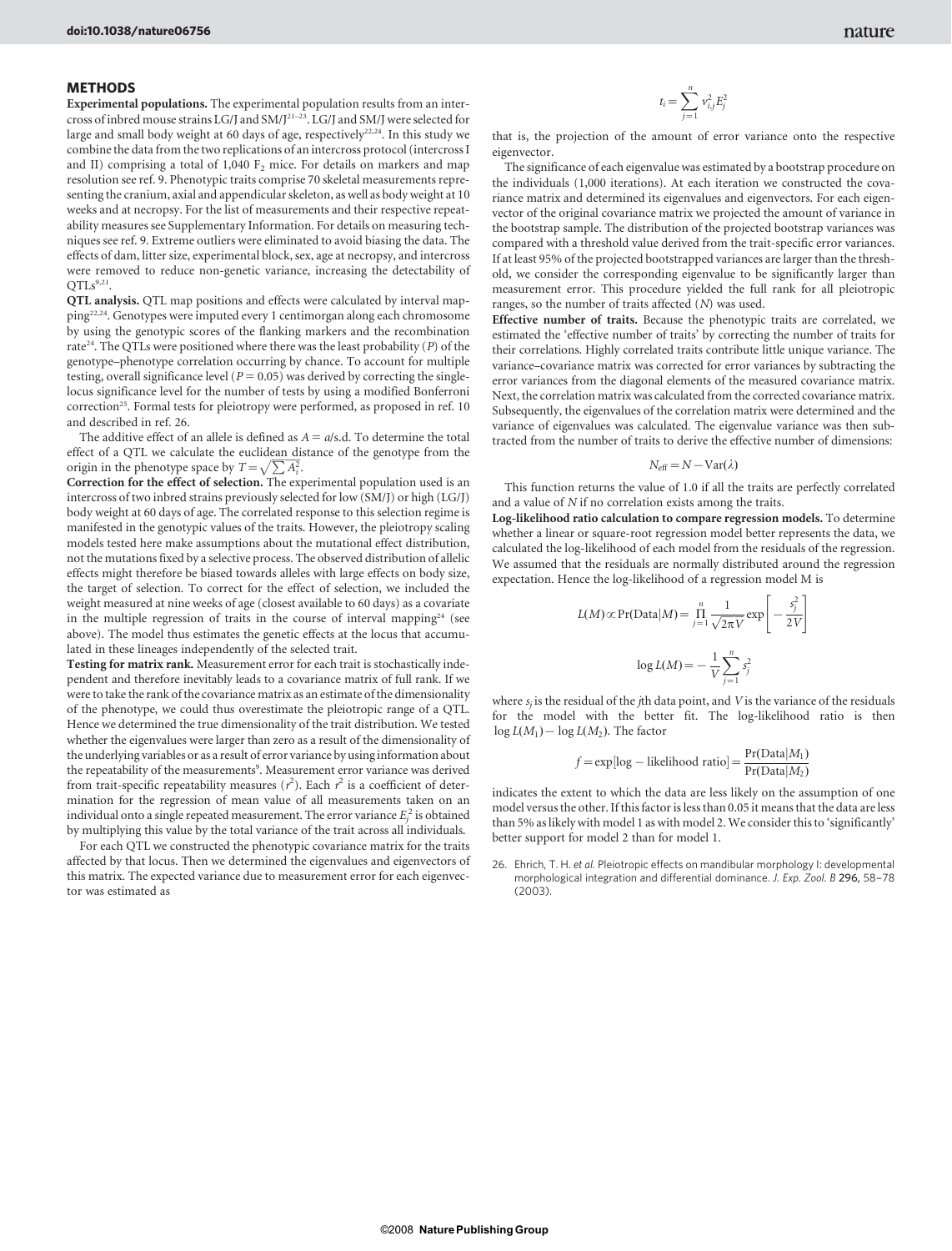## METHODS

**Experimental populations.** The experimental population results from an intercross of inbred mouse strains LG/J and SM/J[21–23]. LG/J and SM/J were selected for large and small body weight at 60 days of age, respectively[22,24]. In this study we combine the data from the two replications of an intercross protocol (intercross I and II) comprising a total of 1,040 $F_2$ mice. For details on markers and map resolution see ref. 9. Phenotypic traits comprise 70 skeletal measurements representing the cranium, axial and appendicular skeleton, as well as body weight at 10 weeks and at necropsy. For the list of measurements and their respective repeatability measures see Supplementary Information. For details on measuring techniques see ref. 9. Extreme outliers were eliminated to avoid biasing the data. The effects of dam, litter size, experimental block, sex, age at necropsy, and intercross were removed to reduce non-genetic variance, increasing the detectability of QTLs[9,21].

**QTL analysis.** QTL map positions and effects were calculated by interval mapping[22,24]. Genotypes were imputed every 1 centimorgan along each chromosome by using the genotypic scores of the flanking markers and the recombination rate[24]. The QTLs were positioned where there was the least probability ($P$) of the genotype–phenotype correlation occurring by chance. To account for multiple testing, overall significance level ($P = 0.05$) was derived by correcting the single-locus significance level for the number of tests by using a modified Bonferroni correction[25]. Formal tests for pleiotropy were performed, as proposed in ref. 10 and described in ref. 26.

The additive effect of an allele is defined as $A = a$/s.d. To determine the total effect of a QTL we calculate the euclidean distance of the genotype from the origin in the phenotype space by $T = \sqrt{\sum A_i^2}$.

**Correction for the effect of selection.** The experimental population used is an intercross of two inbred strains previously selected for low (SM/J) or high (LG/J) body weight at 60 days of age. The correlated response to this selection regime is manifested in the genotypic values of the traits. However, the pleiotropy scaling models tested here make assumptions about the mutational effect distribution, not the mutations fixed by a selective process. The observed distribution of allelic effects might therefore be biased towards alleles with large effects on body size, the target of selection. To correct for the effect of selection, we included the weight measured at nine weeks of age (closest available to 60 days) as a covariate in the multiple regression of traits in the course of interval mapping[24] (see above). The model thus estimates the genetic effects at the locus that accumulated in these lineages independently of the selected trait.

**Testing for matrix rank.** Measurement error for each trait is stochastically independent and therefore inevitably leads to a covariance matrix of full rank. If we were to take the rank of the covariance matrix as an estimate of the dimensionality of the phenotype, we could thus overestimate the pleiotropic range of a QTL. Hence we determined the true dimensionality of the trait distribution. We tested whether the eigenvalues were larger than zero as a result of the dimensionality of the underlying variables or as a result of error variance by using information about the repeatability of the measurements[9]. Measurement error variance was derived from trait-specific repeatability measures ($r^2$). Each $r^2$ is a coefficient of determination for the regression of mean value of all measurements taken on an individual onto a single repeated measurement. The error variance $E_j^2$ is obtained by multiplying this value by the total variance of the trait across all individuals.

For each QTL we constructed the phenotypic covariance matrix for the traits affected by that locus. Then we determined the eigenvalues and eigenvectors of this matrix. The expected variance due to measurement error for each eigenvector was estimated as

$$t_i = \sum_{j=1}^{n} v_{i,j}^2 E_j^2$$

that is, the projection of the amount of error variance onto the respective eigenvector.

The significance of each eigenvalue was estimated by a bootstrap procedure on the individuals (1,000 iterations). At each iteration we constructed the covariance matrix and determined its eigenvalues and eigenvectors. For each eigenvector of the original covariance matrix we projected the amount of variance in the bootstrap sample. The distribution of the projected bootstrap variances was compared with a threshold value derived from the trait-specific error variances. If at least 95% of the projected bootstrapped variances are larger than the threshold, we consider the corresponding eigenvalue to be significantly larger than measurement error. This procedure yielded the full rank for all pleiotropic ranges, so the number of traits affected ($N$) was used.

**Effective number of traits.** Because the phenotypic traits are correlated, we estimated the 'effective number of traits' by correcting the number of traits for their correlations. Highly correlated traits contribute little unique variance. The variance–covariance matrix was corrected for error variances by subtracting the error variances from the diagonal elements of the measured covariance matrix. Next, the correlation matrix was calculated from the corrected covariance matrix. Subsequently, the eigenvalues of the correlation matrix were determined and the variance of eigenvalues was calculated. The eigenvalue variance was then subtracted from the number of traits to derive the effective number of dimensions:

$$N_{\text{eff}} = N - \text{Var}(\lambda)$$

This function returns the value of 1.0 if all the traits are perfectly correlated and a value of $N$ if no correlation exists among the traits.

**Log-likelihood ratio calculation to compare regression models.** To determine whether a linear or square-root regression model better represents the data, we calculated the log-likelihood of each model from the residuals of the regression. We assumed that the residuals are normally distributed around the regression expectation. Hence the log-likelihood of a regression model M is

$$L(M) \propto \Pr(\text{Data}|M) = \prod_{j=1}^{n} \frac{1}{\sqrt{2\pi V}} \exp\left[-\frac{s_j^2}{2V}\right]$$

$$\log L(M) = -\frac{1}{V}\sum_{j=1}^{n} s_j^2$$

where $s_j$ is the residual of the $j$th data point, and $V$ is the variance of the residuals for the model with the better fit. The log-likelihood ratio is then $\log L(M_1) - \log L(M_2)$. The factor

$$f = \exp[\log - \text{likelihood ratio}] = \frac{\Pr(\text{Data}|M_1)}{\Pr(\text{Data}|M_2)}$$

indicates the extent to which the data are less likely on the assumption of one model versus the other. If this factor is less than 0.05 it means that the data are less than 5% as likely with model 1 as with model 2. We consider this to 'significantly' better support for model 2 than for model 1.

26. Ehrich, T. H. *et al.* Pleiotropic effects on mandibular morphology I: developmental morphological integration and differential dominance. *J. Exp. Zool. B* **296**, 58–78 (2003).